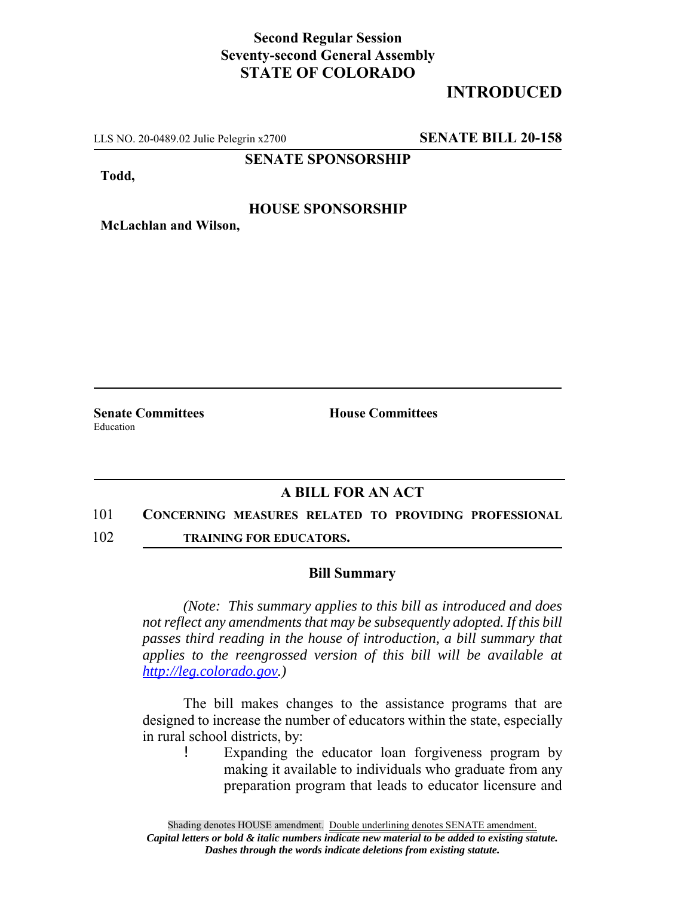**Second Regular Session**
**Seventy-second General Assembly**
**STATE OF COLORADO**

# INTRODUCED

LLS NO. 20-0489.02 Julie Pelegrin x2700 **SENATE BILL 20-158**

**SENATE SPONSORSHIP**

**Todd,**

**HOUSE SPONSORSHIP**

**McLachlan and Wilson,**

**Senate Committees**
Education

**House Committees**

## A BILL FOR AN ACT

101 **CONCERNING MEASURES RELATED TO PROVIDING PROFESSIONAL**
102 **TRAINING FOR EDUCATORS.**

### Bill Summary

*(Note: This summary applies to this bill as introduced and does not reflect any amendments that may be subsequently adopted. If this bill passes third reading in the house of introduction, a bill summary that applies to the reengrossed version of this bill will be available at http://leg.colorado.gov.)*

The bill makes changes to the assistance programs that are designed to increase the number of educators within the state, especially in rural school districts, by:

- Expanding the educator loan forgiveness program by making it available to individuals who graduate from any preparation program that leads to educator licensure and

Shading denotes HOUSE amendment. Double underlining denotes SENATE amendment.
*Capital letters or bold & italic numbers indicate new material to be added to existing statute.*
*Dashes through the words indicate deletions from existing statute.*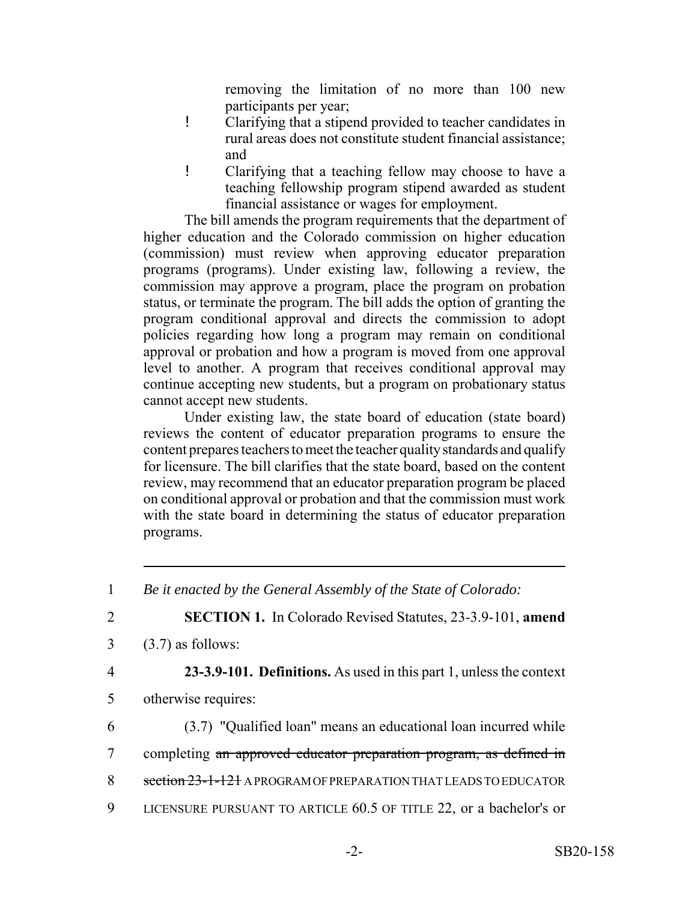removing the limitation of no more than 100 new participants per year;

- Clarifying that a stipend provided to teacher candidates in rural areas does not constitute student financial assistance; and
- Clarifying that a teaching fellow may choose to have a teaching fellowship program stipend awarded as student financial assistance or wages for employment.

The bill amends the program requirements that the department of higher education and the Colorado commission on higher education (commission) must review when approving educator preparation programs (programs). Under existing law, following a review, the commission may approve a program, place the program on probation status, or terminate the program. The bill adds the option of granting the program conditional approval and directs the commission to adopt policies regarding how long a program may remain on conditional approval or probation and how a program is moved from one approval level to another. A program that receives conditional approval may continue accepting new students, but a program on probationary status cannot accept new students.

Under existing law, the state board of education (state board) reviews the content of educator preparation programs to ensure the content prepares teachers to meet the teacher quality standards and qualify for licensure. The bill clarifies that the state board, based on the content review, may recommend that an educator preparation program be placed on conditional approval or probation and that the commission must work with the state board in determining the status of educator preparation programs.

---

1 *Be it enacted by the General Assembly of the State of Colorado:*

2 **SECTION 1.** In Colorado Revised Statutes, 23-3.9-101, **amend**

3 (3.7) as follows:

4 **23-3.9-101. Definitions.** As used in this part 1, unless the context

5 otherwise requires:

6 (3.7) "Qualified loan" means an educational loan incurred while

7 completing ~~an approved educator preparation program, as defined in~~

8 ~~section 23-1-121~~ A PROGRAM OF PREPARATION THAT LEADS TO EDUCATOR

9 LICENSURE PURSUANT TO ARTICLE 60.5 OF TITLE 22, or a bachelor's or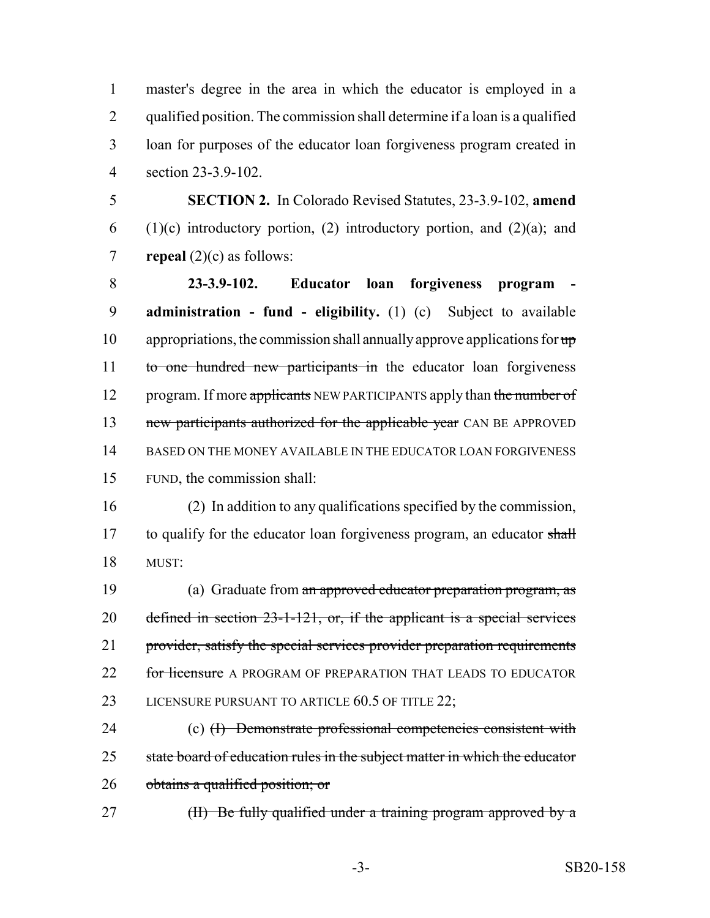master's degree in the area in which the educator is employed in a qualified position. The commission shall determine if a loan is a qualified loan for purposes of the educator loan forgiveness program created in section 23-3.9-102.

**SECTION 2.** In Colorado Revised Statutes, 23-3.9-102, **amend** (1)(c) introductory portion, (2) introductory portion, and (2)(a); and **repeal** (2)(c) as follows:

**23-3.9-102. Educator loan forgiveness program - administration - fund - eligibility.** (1) (c) Subject to available appropriations, the commission shall annually approve applications for ~~up to one hundred new participants in~~ the educator loan forgiveness program. If more ~~applicants~~ NEW PARTICIPANTS apply than ~~the number of new participants authorized for the applicable year~~ CAN BE APPROVED BASED ON THE MONEY AVAILABLE IN THE EDUCATOR LOAN FORGIVENESS FUND, the commission shall:

(2) In addition to any qualifications specified by the commission, to qualify for the educator loan forgiveness program, an educator ~~shall~~ MUST:

(a) Graduate from ~~an approved educator preparation program, as defined in section 23-1-121, or, if the applicant is a special services provider, satisfy the special services provider preparation requirements for licensure~~ A PROGRAM OF PREPARATION THAT LEADS TO EDUCATOR LICENSURE PURSUANT TO ARTICLE 60.5 OF TITLE 22;

(c) ~~(I) Demonstrate professional competencies consistent with state board of education rules in the subject matter in which the educator obtains a qualified position; or~~

~~(II) Be fully qualified under a training program approved by a~~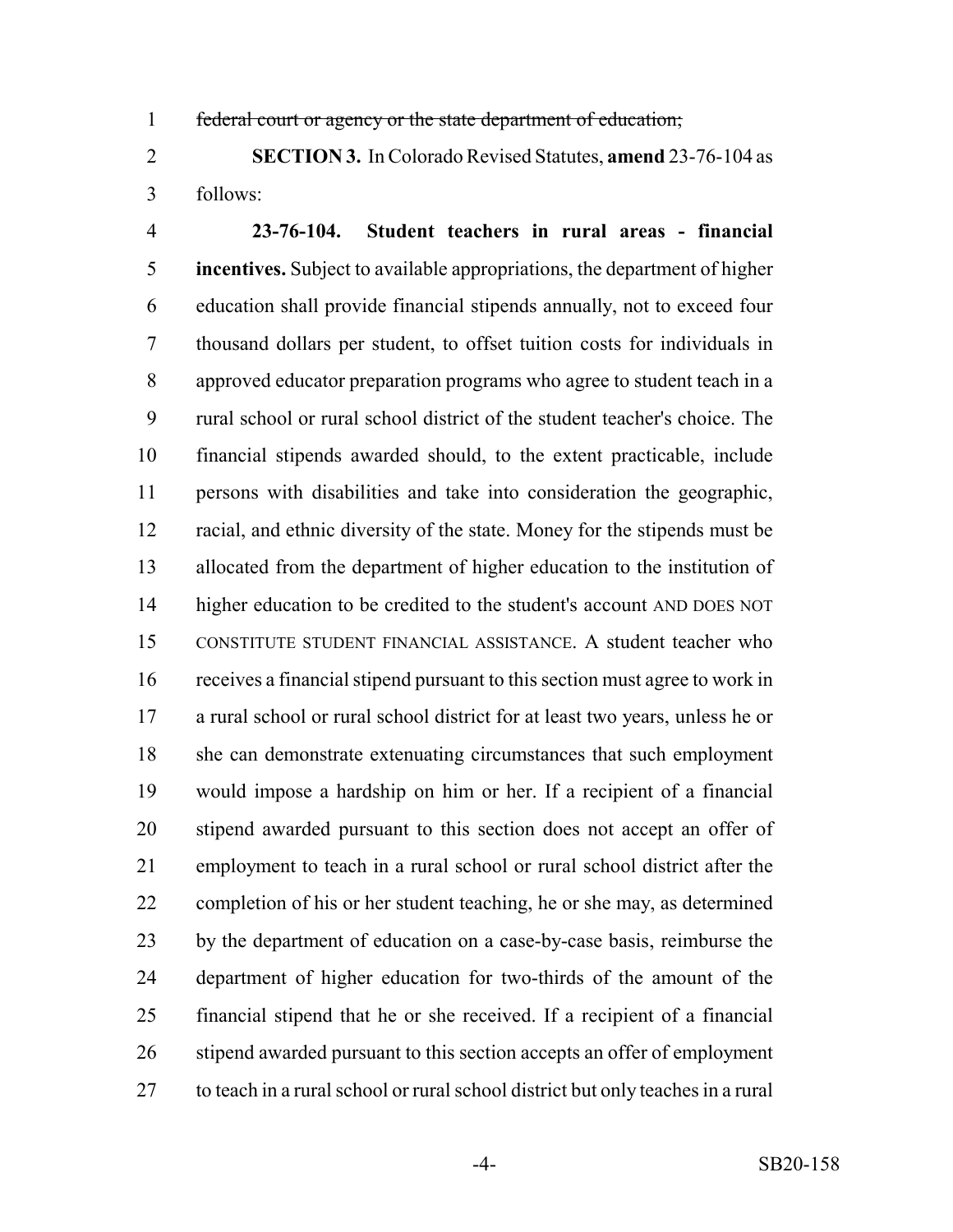~~federal court or agency or the state department of education;~~

**SECTION 3.** In Colorado Revised Statutes, **amend** 23-76-104 as follows:

**23-76-104. Student teachers in rural areas - financial incentives.** Subject to available appropriations, the department of higher education shall provide financial stipends annually, not to exceed four thousand dollars per student, to offset tuition costs for individuals in approved educator preparation programs who agree to student teach in a rural school or rural school district of the student teacher's choice. The financial stipends awarded should, to the extent practicable, include persons with disabilities and take into consideration the geographic, racial, and ethnic diversity of the state. Money for the stipends must be allocated from the department of higher education to the institution of higher education to be credited to the student's account AND DOES NOT CONSTITUTE STUDENT FINANCIAL ASSISTANCE. A student teacher who receives a financial stipend pursuant to this section must agree to work in a rural school or rural school district for at least two years, unless he or she can demonstrate extenuating circumstances that such employment would impose a hardship on him or her. If a recipient of a financial stipend awarded pursuant to this section does not accept an offer of employment to teach in a rural school or rural school district after the completion of his or her student teaching, he or she may, as determined by the department of education on a case-by-case basis, reimburse the department of higher education for two-thirds of the amount of the financial stipend that he or she received. If a recipient of a financial stipend awarded pursuant to this section accepts an offer of employment to teach in a rural school or rural school district but only teaches in a rural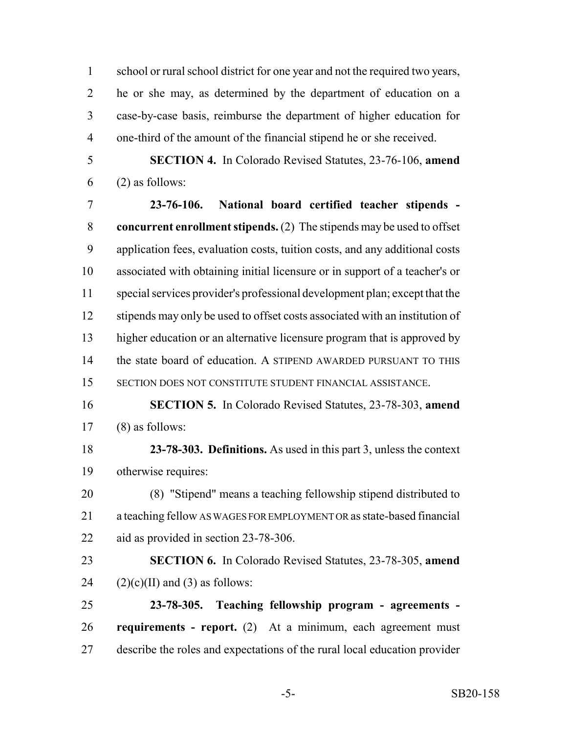school or rural school district for one year and not the required two years, he or she may, as determined by the department of education on a case-by-case basis, reimburse the department of higher education for one-third of the amount of the financial stipend he or she received.

**SECTION 4.** In Colorado Revised Statutes, 23-76-106, **amend** (2) as follows:

**23-76-106. National board certified teacher stipends - concurrent enrollment stipends.** (2) The stipends may be used to offset application fees, evaluation costs, tuition costs, and any additional costs associated with obtaining initial licensure or in support of a teacher's or special services provider's professional development plan; except that the stipends may only be used to offset costs associated with an institution of higher education or an alternative licensure program that is approved by the state board of education. A STIPEND AWARDED PURSUANT TO THIS SECTION DOES NOT CONSTITUTE STUDENT FINANCIAL ASSISTANCE.

**SECTION 5.** In Colorado Revised Statutes, 23-78-303, **amend** (8) as follows:

**23-78-303. Definitions.** As used in this part 3, unless the context otherwise requires:

(8) "Stipend" means a teaching fellowship stipend distributed to a teaching fellow AS WAGES FOR EMPLOYMENT OR as state-based financial aid as provided in section 23-78-306.

**SECTION 6.** In Colorado Revised Statutes, 23-78-305, **amend** (2)(c)(II) and (3) as follows:

**23-78-305. Teaching fellowship program - agreements - requirements - report.** (2) At a minimum, each agreement must describe the roles and expectations of the rural local education provider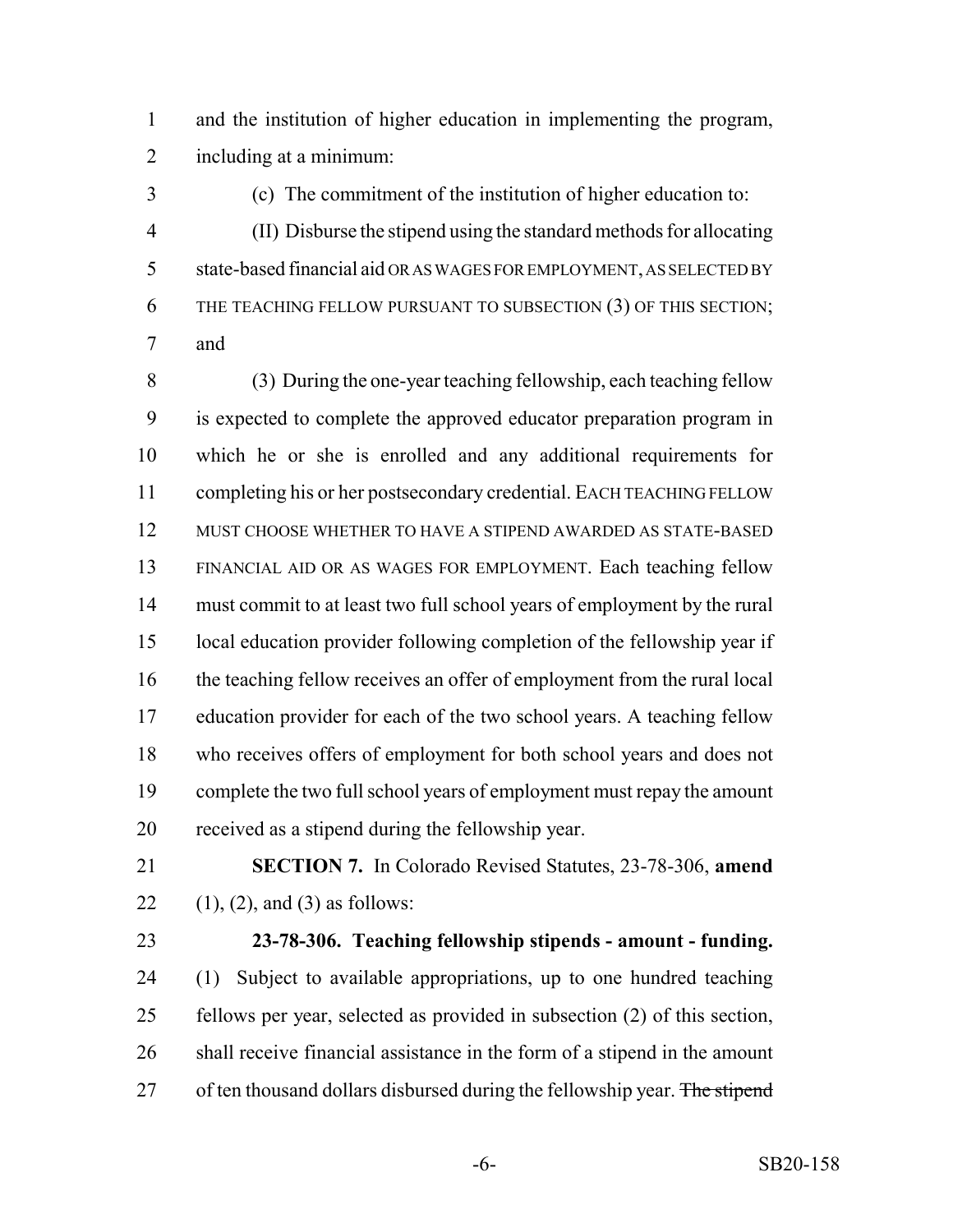and the institution of higher education in implementing the program, including at a minimum:

(c) The commitment of the institution of higher education to:

(II) Disburse the stipend using the standard methods for allocating state-based financial aid OR AS WAGES FOR EMPLOYMENT, AS SELECTED BY THE TEACHING FELLOW PURSUANT TO SUBSECTION (3) OF THIS SECTION; and

(3) During the one-year teaching fellowship, each teaching fellow is expected to complete the approved educator preparation program in which he or she is enrolled and any additional requirements for completing his or her postsecondary credential. EACH TEACHING FELLOW MUST CHOOSE WHETHER TO HAVE A STIPEND AWARDED AS STATE-BASED FINANCIAL AID OR AS WAGES FOR EMPLOYMENT. Each teaching fellow must commit to at least two full school years of employment by the rural local education provider following completion of the fellowship year if the teaching fellow receives an offer of employment from the rural local education provider for each of the two school years. A teaching fellow who receives offers of employment for both school years and does not complete the two full school years of employment must repay the amount received as a stipend during the fellowship year.

**SECTION 7.** In Colorado Revised Statutes, 23-78-306, **amend** (1), (2), and (3) as follows:

**23-78-306. Teaching fellowship stipends - amount - funding.** (1) Subject to available appropriations, up to one hundred teaching fellows per year, selected as provided in subsection (2) of this section, shall receive financial assistance in the form of a stipend in the amount of ten thousand dollars disbursed during the fellowship year. ~~The stipend~~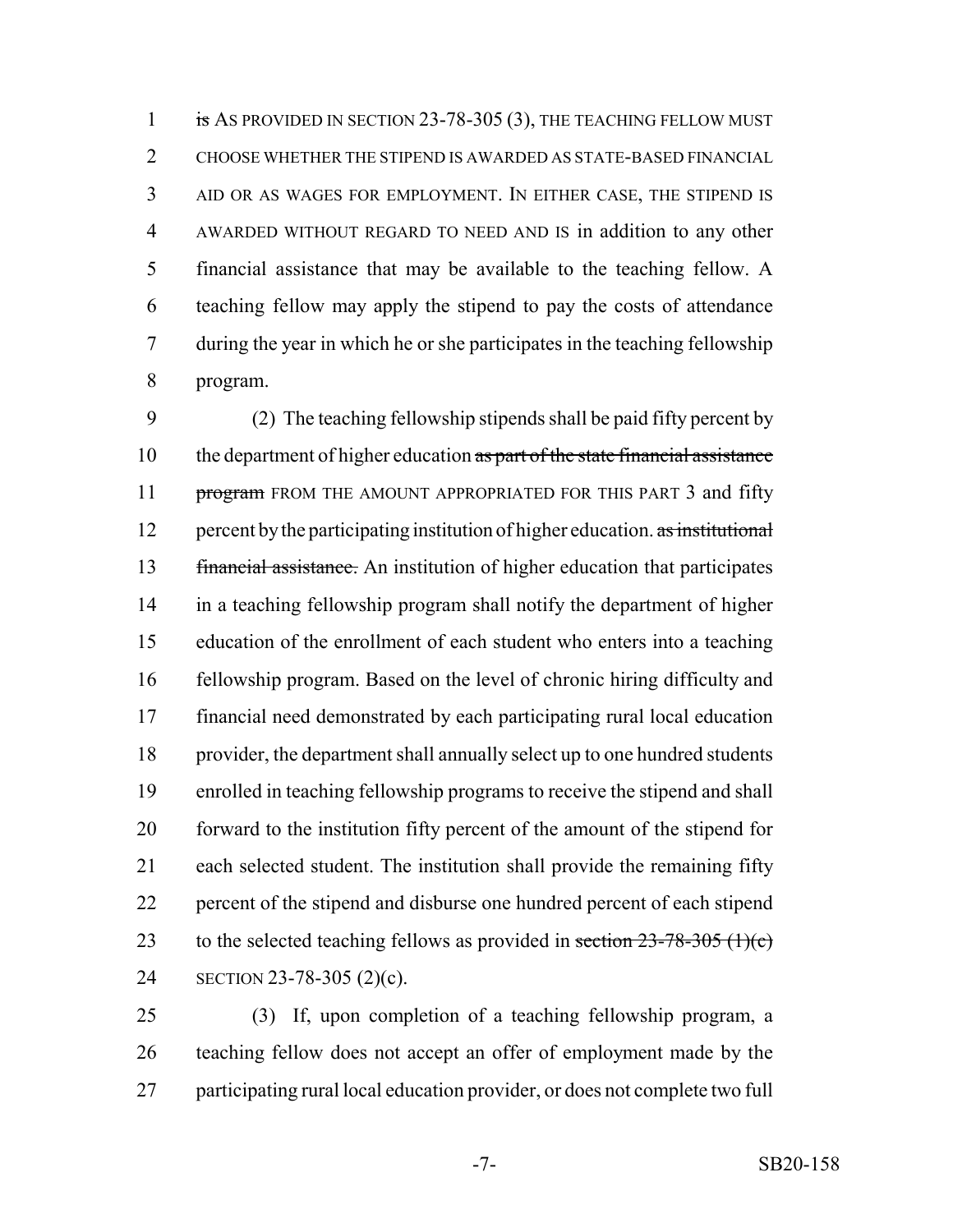is AS PROVIDED IN SECTION 23-78-305 (3), THE TEACHING FELLOW MUST CHOOSE WHETHER THE STIPEND IS AWARDED AS STATE-BASED FINANCIAL AID OR AS WAGES FOR EMPLOYMENT. IN EITHER CASE, THE STIPEND IS AWARDED WITHOUT REGARD TO NEED AND IS in addition to any other financial assistance that may be available to the teaching fellow. A teaching fellow may apply the stipend to pay the costs of attendance during the year in which he or she participates in the teaching fellowship program.

(2) The teaching fellowship stipends shall be paid fifty percent by the department of higher education as part of the state financial assistance program FROM THE AMOUNT APPROPRIATED FOR THIS PART 3 and fifty percent by the participating institution of higher education. as institutional financial assistance. An institution of higher education that participates in a teaching fellowship program shall notify the department of higher education of the enrollment of each student who enters into a teaching fellowship program. Based on the level of chronic hiring difficulty and financial need demonstrated by each participating rural local education provider, the department shall annually select up to one hundred students enrolled in teaching fellowship programs to receive the stipend and shall forward to the institution fifty percent of the amount of the stipend for each selected student. The institution shall provide the remaining fifty percent of the stipend and disburse one hundred percent of each stipend to the selected teaching fellows as provided in section 23-78-305 (1)(c) SECTION 23-78-305 (2)(c).

(3) If, upon completion of a teaching fellowship program, a teaching fellow does not accept an offer of employment made by the participating rural local education provider, or does not complete two full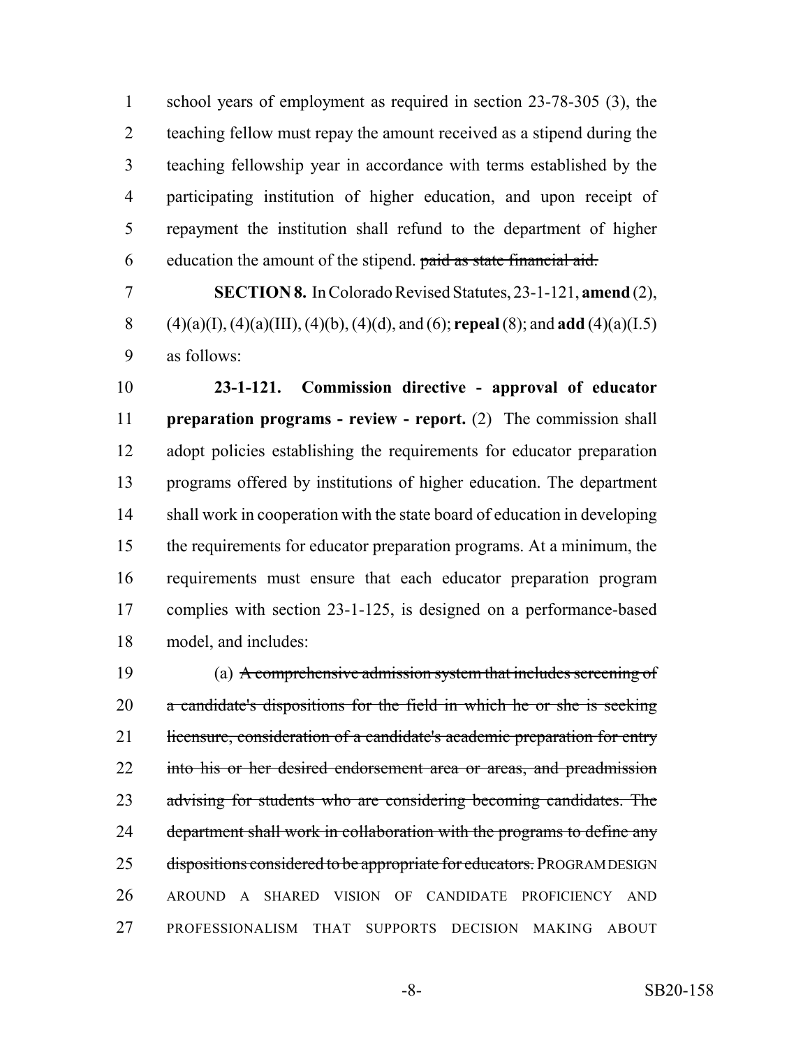school years of employment as required in section 23-78-305 (3), the teaching fellow must repay the amount received as a stipend during the teaching fellowship year in accordance with terms established by the participating institution of higher education, and upon receipt of repayment the institution shall refund to the department of higher education the amount of the stipend. ~~paid as state financial aid.~~

**SECTION 8.** In Colorado Revised Statutes, 23-1-121, **amend** (2), (4)(a)(I), (4)(a)(III), (4)(b), (4)(d), and (6); **repeal** (8); and **add** (4)(a)(I.5) as follows:

**23-1-121. Commission directive - approval of educator preparation programs - review - report.** (2) The commission shall adopt policies establishing the requirements for educator preparation programs offered by institutions of higher education. The department shall work in cooperation with the state board of education in developing the requirements for educator preparation programs. At a minimum, the requirements must ensure that each educator preparation program complies with section 23-1-125, is designed on a performance-based model, and includes:

(a) ~~A comprehensive admission system that includes screening of a candidate's dispositions for the field in which he or she is seeking licensure, consideration of a candidate's academic preparation for entry into his or her desired endorsement area or areas, and preadmission advising for students who are considering becoming candidates. The department shall work in collaboration with the programs to define any dispositions considered to be appropriate for educators.~~ PROGRAM DESIGN AROUND A SHARED VISION OF CANDIDATE PROFICIENCY AND PROFESSIONALISM THAT SUPPORTS DECISION MAKING ABOUT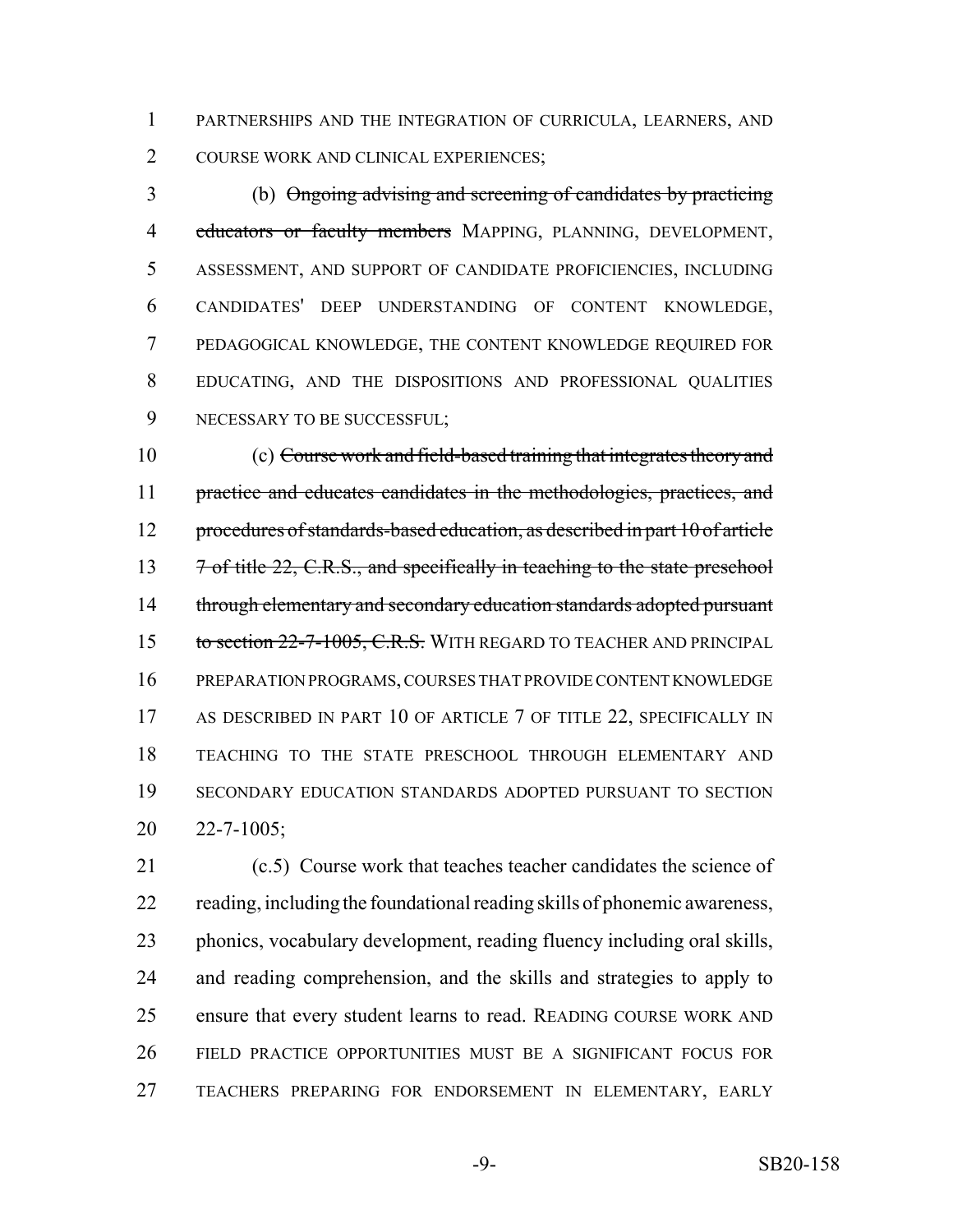PARTNERSHIPS AND THE INTEGRATION OF CURRICULA, LEARNERS, AND COURSE WORK AND CLINICAL EXPERIENCES;

(b) ~~Ongoing advising and screening of candidates by practicing educators or faculty members~~ MAPPING, PLANNING, DEVELOPMENT, ASSESSMENT, AND SUPPORT OF CANDIDATE PROFICIENCIES, INCLUDING CANDIDATES' DEEP UNDERSTANDING OF CONTENT KNOWLEDGE, PEDAGOGICAL KNOWLEDGE, THE CONTENT KNOWLEDGE REQUIRED FOR EDUCATING, AND THE DISPOSITIONS AND PROFESSIONAL QUALITIES NECESSARY TO BE SUCCESSFUL;

(c) ~~Course work and field-based training that integrates theory and practice and educates candidates in the methodologies, practices, and procedures of standards-based education, as described in part 10 of article 7 of title 22, C.R.S., and specifically in teaching to the state preschool through elementary and secondary education standards adopted pursuant to section 22-7-1005, C.R.S.~~ WITH REGARD TO TEACHER AND PRINCIPAL PREPARATION PROGRAMS, COURSES THAT PROVIDE CONTENT KNOWLEDGE AS DESCRIBED IN PART 10 OF ARTICLE 7 OF TITLE 22, SPECIFICALLY IN TEACHING TO THE STATE PRESCHOOL THROUGH ELEMENTARY AND SECONDARY EDUCATION STANDARDS ADOPTED PURSUANT TO SECTION 22-7-1005;

(c.5) Course work that teaches teacher candidates the science of reading, including the foundational reading skills of phonemic awareness, phonics, vocabulary development, reading fluency including oral skills, and reading comprehension, and the skills and strategies to apply to ensure that every student learns to read. READING COURSE WORK AND FIELD PRACTICE OPPORTUNITIES MUST BE A SIGNIFICANT FOCUS FOR TEACHERS PREPARING FOR ENDORSEMENT IN ELEMENTARY, EARLY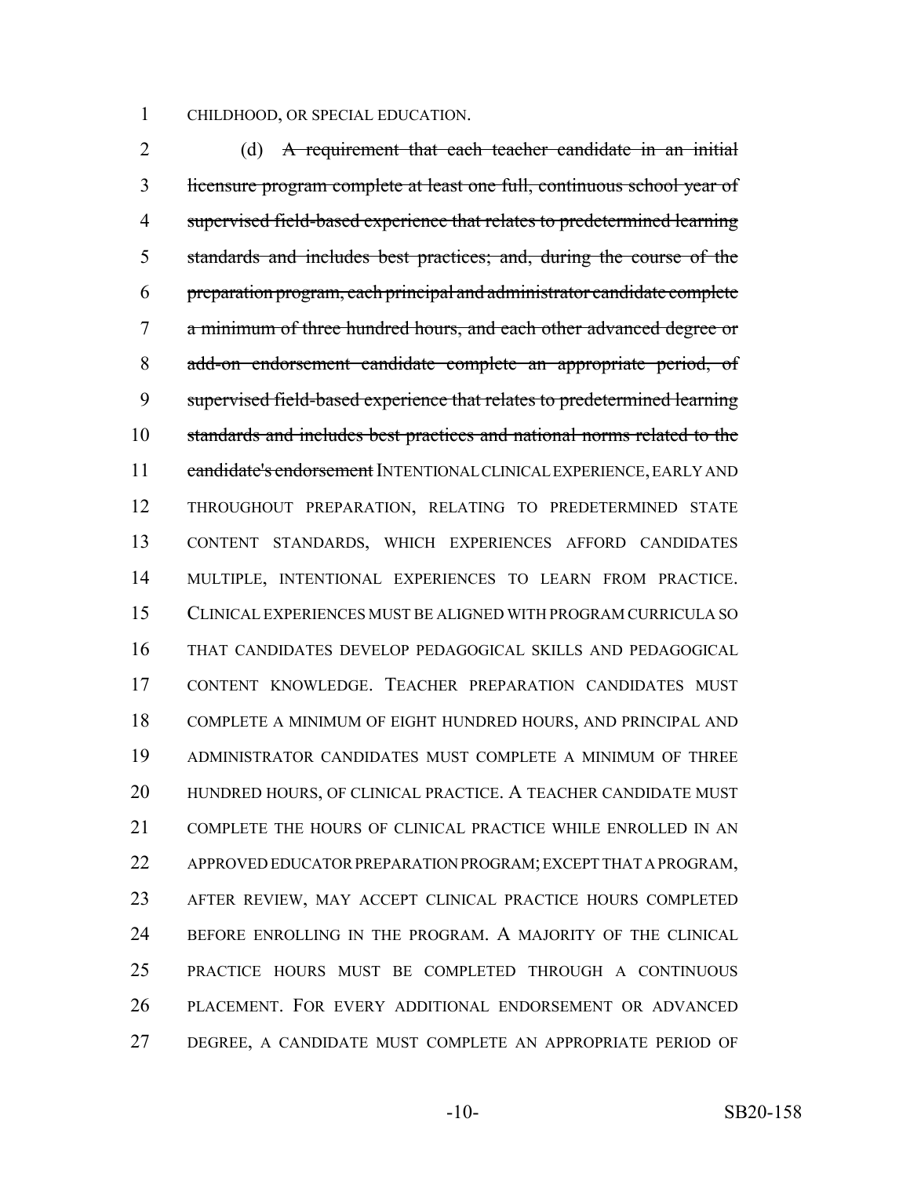CHILDHOOD, OR SPECIAL EDUCATION.

(d) ~~A requirement that each teacher candidate in an initial licensure program complete at least one full, continuous school year of supervised field-based experience that relates to predetermined learning standards and includes best practices; and, during the course of the preparation program, each principal and administrator candidate complete a minimum of three hundred hours, and each other advanced degree or add-on endorsement candidate complete an appropriate period, of supervised field-based experience that relates to predetermined learning standards and includes best practices and national norms related to the candidate's endorsement~~ INTENTIONAL CLINICAL EXPERIENCE, EARLY AND THROUGHOUT PREPARATION, RELATING TO PREDETERMINED STATE CONTENT STANDARDS, WHICH EXPERIENCES AFFORD CANDIDATES MULTIPLE, INTENTIONAL EXPERIENCES TO LEARN FROM PRACTICE. CLINICAL EXPERIENCES MUST BE ALIGNED WITH PROGRAM CURRICULA SO THAT CANDIDATES DEVELOP PEDAGOGICAL SKILLS AND PEDAGOGICAL CONTENT KNOWLEDGE. TEACHER PREPARATION CANDIDATES MUST COMPLETE A MINIMUM OF EIGHT HUNDRED HOURS, AND PRINCIPAL AND ADMINISTRATOR CANDIDATES MUST COMPLETE A MINIMUM OF THREE HUNDRED HOURS, OF CLINICAL PRACTICE. A TEACHER CANDIDATE MUST COMPLETE THE HOURS OF CLINICAL PRACTICE WHILE ENROLLED IN AN APPROVED EDUCATOR PREPARATION PROGRAM; EXCEPT THAT A PROGRAM, AFTER REVIEW, MAY ACCEPT CLINICAL PRACTICE HOURS COMPLETED BEFORE ENROLLING IN THE PROGRAM. A MAJORITY OF THE CLINICAL PRACTICE HOURS MUST BE COMPLETED THROUGH A CONTINUOUS PLACEMENT. FOR EVERY ADDITIONAL ENDORSEMENT OR ADVANCED DEGREE, A CANDIDATE MUST COMPLETE AN APPROPRIATE PERIOD OF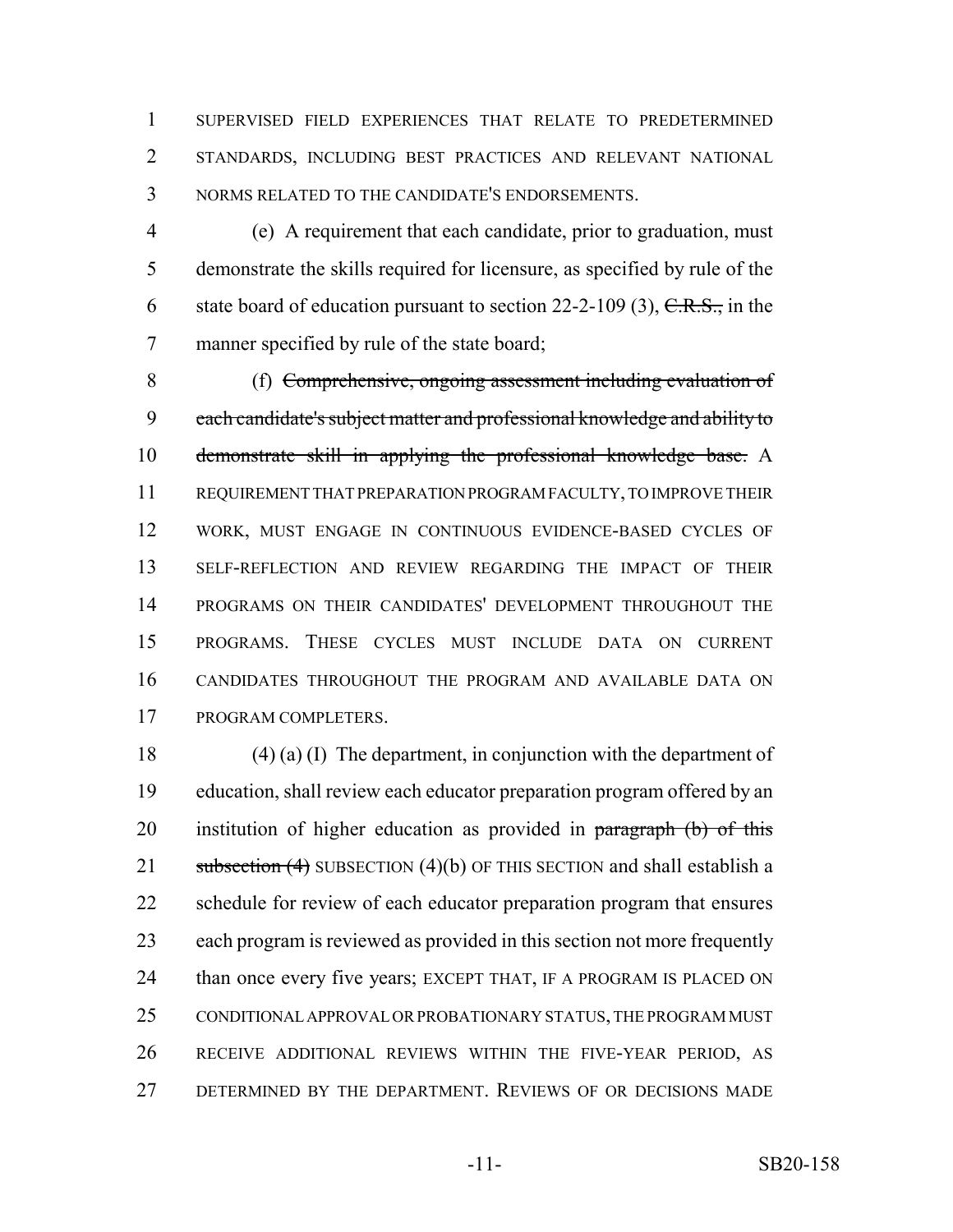SUPERVISED FIELD EXPERIENCES THAT RELATE TO PREDETERMINED STANDARDS, INCLUDING BEST PRACTICES AND RELEVANT NATIONAL NORMS RELATED TO THE CANDIDATE'S ENDORSEMENTS.

(e) A requirement that each candidate, prior to graduation, must demonstrate the skills required for licensure, as specified by rule of the state board of education pursuant to section 22-2-109 (3), ~~C.R.S.,~~ in the manner specified by rule of the state board;

(f) ~~Comprehensive, ongoing assessment including evaluation of each candidate's subject matter and professional knowledge and ability to demonstrate skill in applying the professional knowledge base.~~ A REQUIREMENT THAT PREPARATION PROGRAM FACULTY, TO IMPROVE THEIR WORK, MUST ENGAGE IN CONTINUOUS EVIDENCE-BASED CYCLES OF SELF-REFLECTION AND REVIEW REGARDING THE IMPACT OF THEIR PROGRAMS ON THEIR CANDIDATES' DEVELOPMENT THROUGHOUT THE PROGRAMS. THESE CYCLES MUST INCLUDE DATA ON CURRENT CANDIDATES THROUGHOUT THE PROGRAM AND AVAILABLE DATA ON PROGRAM COMPLETERS.

(4) (a) (I) The department, in conjunction with the department of education, shall review each educator preparation program offered by an institution of higher education as provided in ~~paragraph (b) of this subsection (4)~~ SUBSECTION (4)(b) OF THIS SECTION and shall establish a schedule for review of each educator preparation program that ensures each program is reviewed as provided in this section not more frequently than once every five years; EXCEPT THAT, IF A PROGRAM IS PLACED ON CONDITIONAL APPROVAL OR PROBATIONARY STATUS, THE PROGRAM MUST RECEIVE ADDITIONAL REVIEWS WITHIN THE FIVE-YEAR PERIOD, AS DETERMINED BY THE DEPARTMENT. REVIEWS OF OR DECISIONS MADE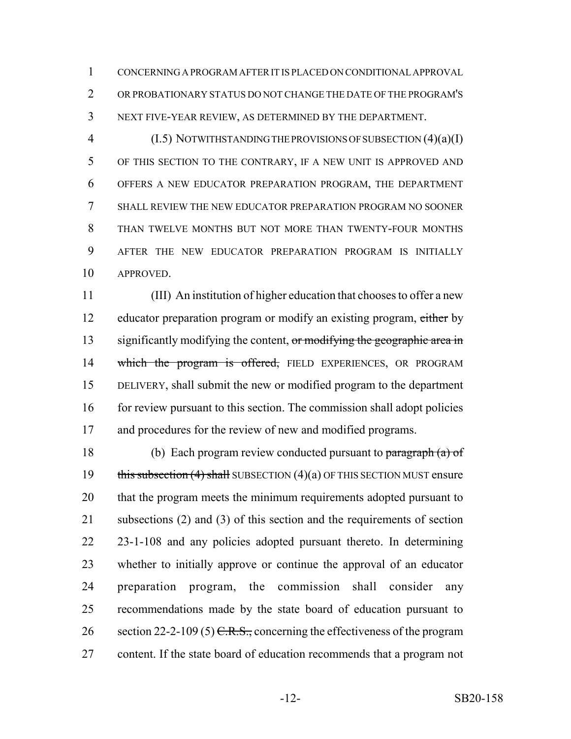CONCERNING A PROGRAM AFTER IT IS PLACED ON CONDITIONAL APPROVAL OR PROBATIONARY STATUS DO NOT CHANGE THE DATE OF THE PROGRAM'S NEXT FIVE-YEAR REVIEW, AS DETERMINED BY THE DEPARTMENT.

(I.5) NOTWITHSTANDING THE PROVISIONS OF SUBSECTION (4)(a)(I) OF THIS SECTION TO THE CONTRARY, IF A NEW UNIT IS APPROVED AND OFFERS A NEW EDUCATOR PREPARATION PROGRAM, THE DEPARTMENT SHALL REVIEW THE NEW EDUCATOR PREPARATION PROGRAM NO SOONER THAN TWELVE MONTHS BUT NOT MORE THAN TWENTY-FOUR MONTHS AFTER THE NEW EDUCATOR PREPARATION PROGRAM IS INITIALLY APPROVED.

(III) An institution of higher education that chooses to offer a new educator preparation program or modify an existing program, ~~either~~ by significantly modifying the content, ~~or modifying the geographic area in which the program is offered,~~ FIELD EXPERIENCES, OR PROGRAM DELIVERY, shall submit the new or modified program to the department for review pursuant to this section. The commission shall adopt policies and procedures for the review of new and modified programs.

(b) Each program review conducted pursuant to ~~paragraph (a) of this subsection (4) shall~~ SUBSECTION (4)(a) OF THIS SECTION MUST ensure that the program meets the minimum requirements adopted pursuant to subsections (2) and (3) of this section and the requirements of section 23-1-108 and any policies adopted pursuant thereto. In determining whether to initially approve or continue the approval of an educator preparation program, the commission shall consider any recommendations made by the state board of education pursuant to section 22-2-109 (5) ~~C.R.S.,~~ concerning the effectiveness of the program content. If the state board of education recommends that a program not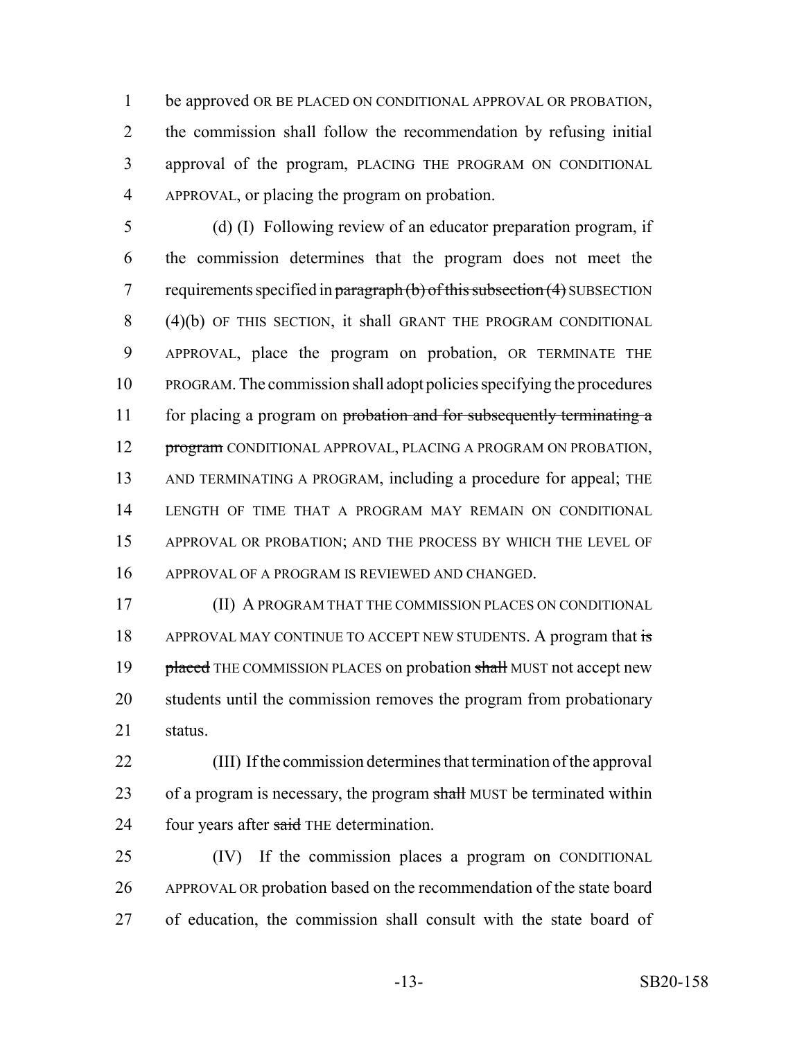be approved OR BE PLACED ON CONDITIONAL APPROVAL OR PROBATION, the commission shall follow the recommendation by refusing initial approval of the program, PLACING THE PROGRAM ON CONDITIONAL APPROVAL, or placing the program on probation.

(d) (I) Following review of an educator preparation program, if the commission determines that the program does not meet the requirements specified in ~~paragraph (b) of this subsection (4)~~ SUBSECTION (4)(b) OF THIS SECTION, it shall GRANT THE PROGRAM CONDITIONAL APPROVAL, place the program on probation, OR TERMINATE THE PROGRAM. The commission shall adopt policies specifying the procedures for placing a program on ~~probation and for subsequently terminating a program~~ CONDITIONAL APPROVAL, PLACING A PROGRAM ON PROBATION, AND TERMINATING A PROGRAM, including a procedure for appeal; THE LENGTH OF TIME THAT A PROGRAM MAY REMAIN ON CONDITIONAL APPROVAL OR PROBATION; AND THE PROCESS BY WHICH THE LEVEL OF APPROVAL OF A PROGRAM IS REVIEWED AND CHANGED.

(II) A PROGRAM THAT THE COMMISSION PLACES ON CONDITIONAL APPROVAL MAY CONTINUE TO ACCEPT NEW STUDENTS. A program that ~~is placed~~ THE COMMISSION PLACES on probation ~~shall~~ MUST not accept new students until the commission removes the program from probationary status.

(III) If the commission determines that termination of the approval of a program is necessary, the program ~~shall~~ MUST be terminated within four years after ~~said~~ THE determination.

(IV) If the commission places a program on CONDITIONAL APPROVAL OR probation based on the recommendation of the state board of education, the commission shall consult with the state board of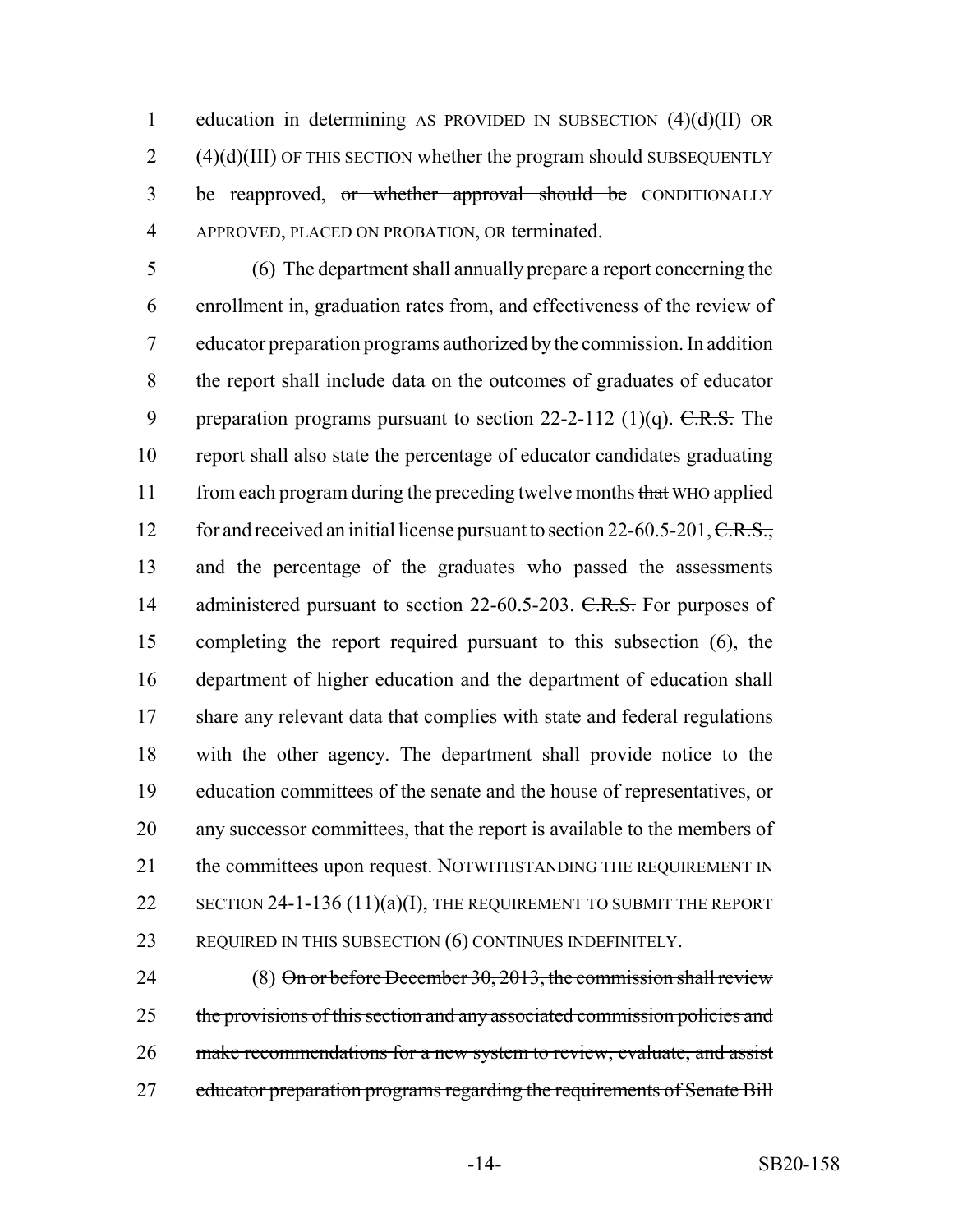education in determining AS PROVIDED IN SUBSECTION (4)(d)(II) OR (4)(d)(III) OF THIS SECTION whether the program should SUBSEQUENTLY be reapproved, ~~or whether approval should be~~ CONDITIONALLY APPROVED, PLACED ON PROBATION, OR terminated.

(6) The department shall annually prepare a report concerning the enrollment in, graduation rates from, and effectiveness of the review of educator preparation programs authorized by the commission. In addition the report shall include data on the outcomes of graduates of educator preparation programs pursuant to section 22-2-112 (1)(q). ~~C.R.S.~~ The report shall also state the percentage of educator candidates graduating from each program during the preceding twelve months ~~that~~ WHO applied for and received an initial license pursuant to section 22-60.5-201, ~~C.R.S.,~~ and the percentage of the graduates who passed the assessments administered pursuant to section 22-60.5-203. ~~C.R.S.~~ For purposes of completing the report required pursuant to this subsection (6), the department of higher education and the department of education shall share any relevant data that complies with state and federal regulations with the other agency. The department shall provide notice to the education committees of the senate and the house of representatives, or any successor committees, that the report is available to the members of the committees upon request. NOTWITHSTANDING THE REQUIREMENT IN SECTION 24-1-136 (11)(a)(I), THE REQUIREMENT TO SUBMIT THE REPORT REQUIRED IN THIS SUBSECTION (6) CONTINUES INDEFINITELY.

(8) ~~On or before December 30, 2013, the commission shall review the provisions of this section and any associated commission policies and make recommendations for a new system to review, evaluate, and assist educator preparation programs regarding the requirements of Senate Bill~~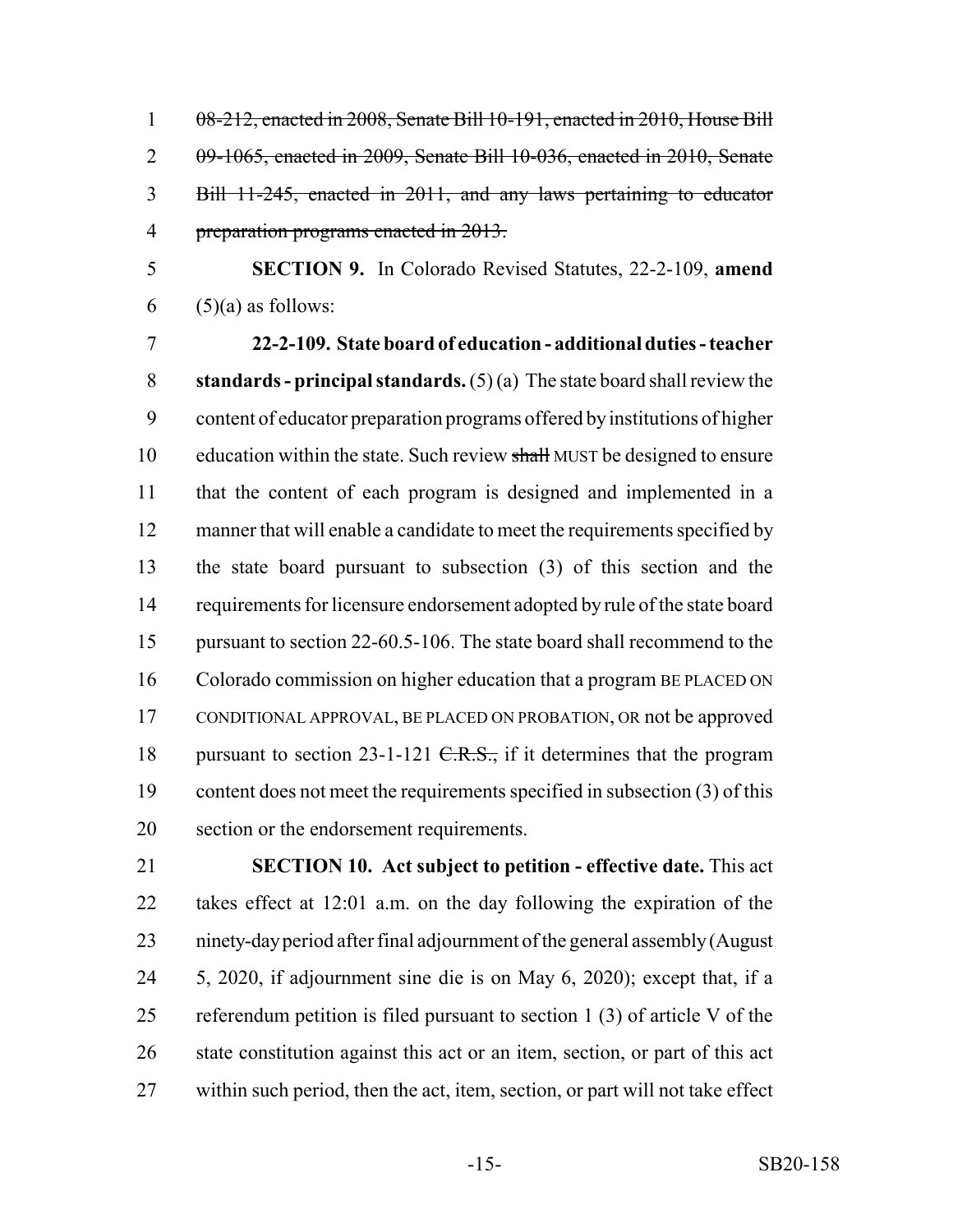~~08-212, enacted in 2008, Senate Bill 10-191, enacted in 2010, House Bill 09-1065, enacted in 2009, Senate Bill 10-036, enacted in 2010, Senate Bill 11-245, enacted in 2011, and any laws pertaining to educator preparation programs enacted in 2013.~~

**SECTION 9.** In Colorado Revised Statutes, 22-2-109, **amend** (5)(a) as follows:

**22-2-109. State board of education - additional duties - teacher standards - principal standards.** (5) (a) The state board shall review the content of educator preparation programs offered by institutions of higher education within the state. Such review ~~shall~~ MUST be designed to ensure that the content of each program is designed and implemented in a manner that will enable a candidate to meet the requirements specified by the state board pursuant to subsection (3) of this section and the requirements for licensure endorsement adopted by rule of the state board pursuant to section 22-60.5-106. The state board shall recommend to the Colorado commission on higher education that a program BE PLACED ON CONDITIONAL APPROVAL, BE PLACED ON PROBATION, OR not be approved pursuant to section 23-1-121 ~~C.R.S.,~~ if it determines that the program content does not meet the requirements specified in subsection (3) of this section or the endorsement requirements.

**SECTION 10. Act subject to petition - effective date.** This act takes effect at 12:01 a.m. on the day following the expiration of the ninety-day period after final adjournment of the general assembly (August 5, 2020, if adjournment sine die is on May 6, 2020); except that, if a referendum petition is filed pursuant to section 1 (3) of article V of the state constitution against this act or an item, section, or part of this act within such period, then the act, item, section, or part will not take effect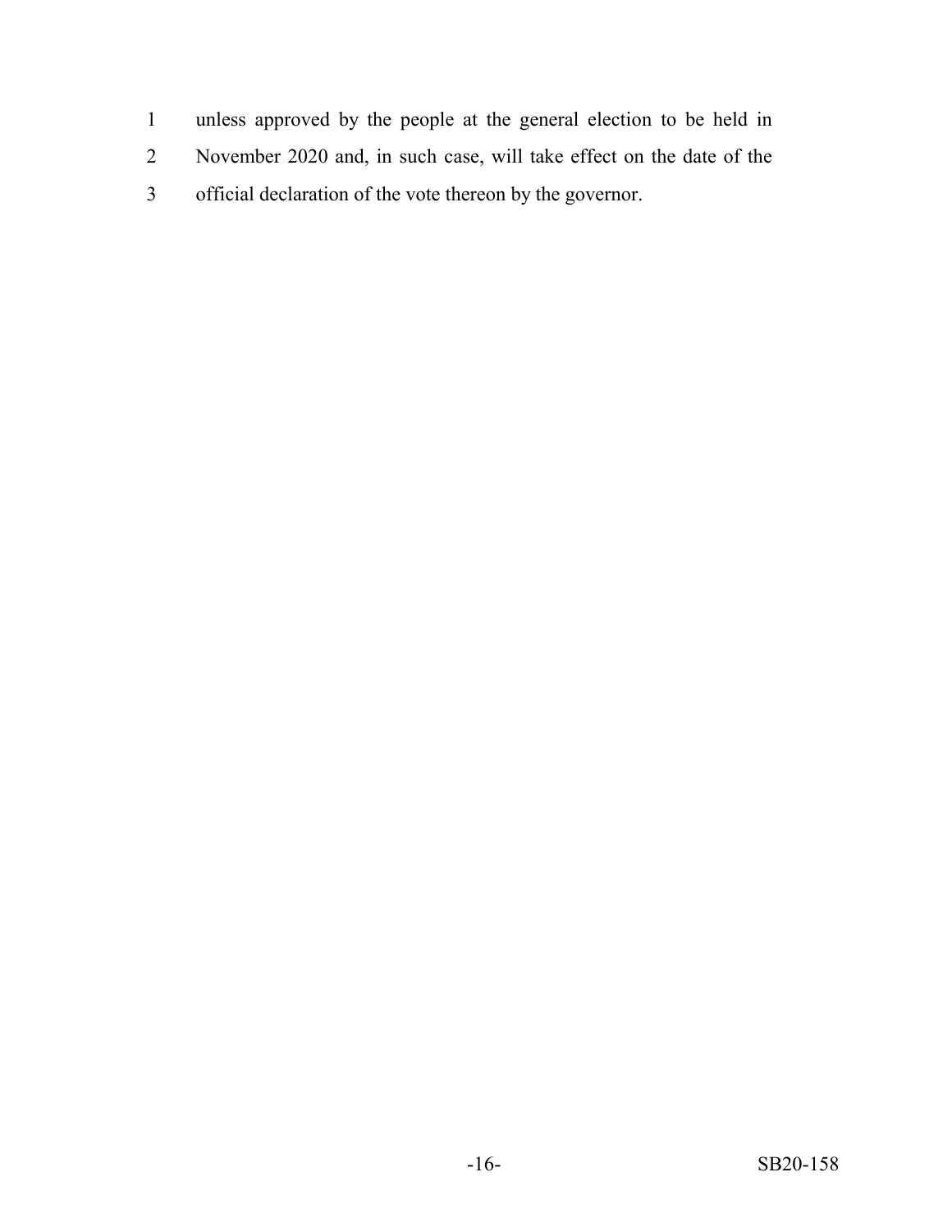unless approved by the people at the general election to be held in November 2020 and, in such case, will take effect on the date of the official declaration of the vote thereon by the governor.